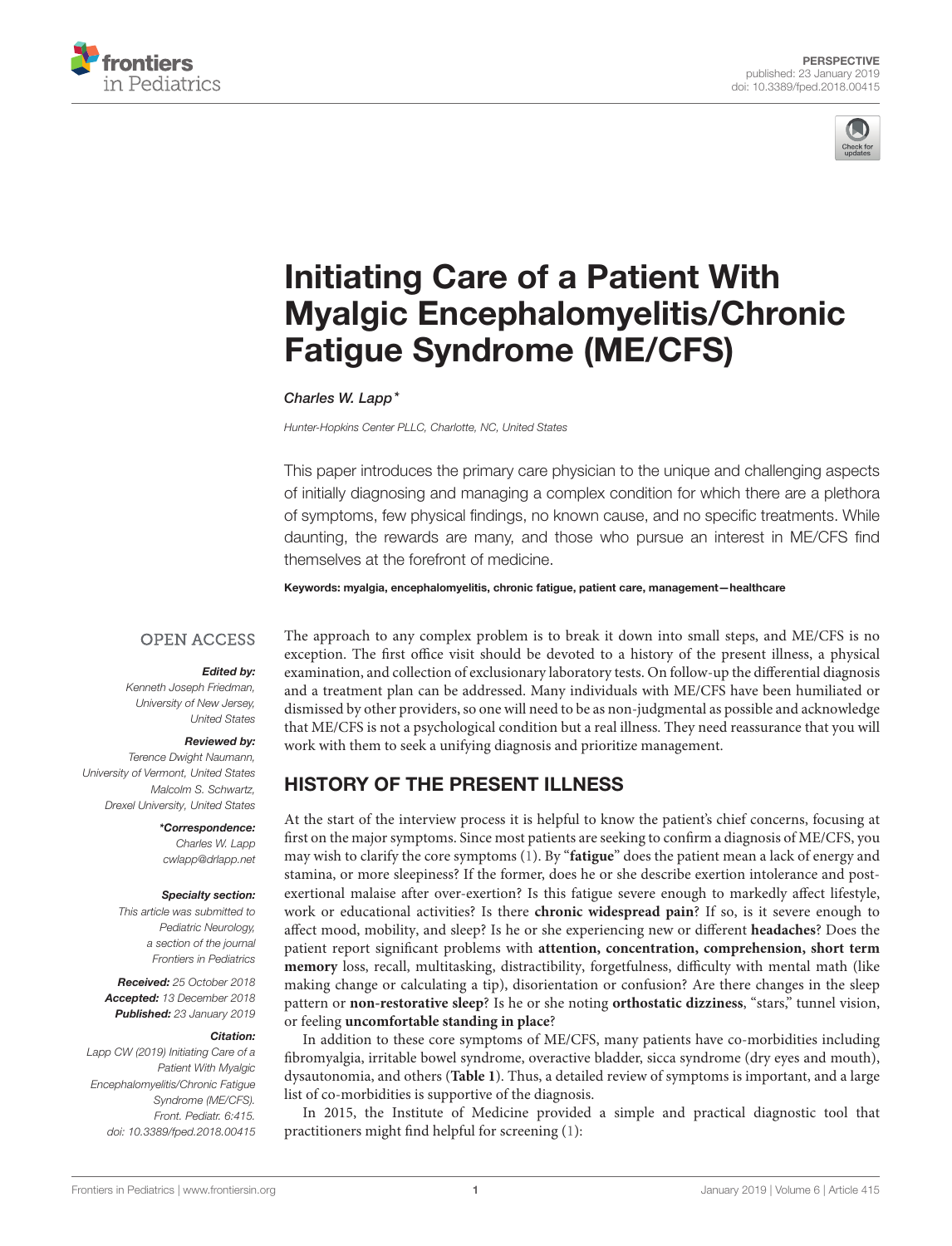PERSPECTIVE
published: 23 January 2019
doi: 10.3389/fped.2018.00415

# Initiating Care of a Patient With Myalgic Encephalomyelitis/Chronic Fatigue Syndrome (ME/CFS)

*Charles W. Lapp**

*Hunter-Hopkins Center PLLC, Charlotte, NC, United States*

This paper introduces the primary care physician to the unique and challenging aspects of initially diagnosing and managing a complex condition for which there are a plethora of symptoms, few physical findings, no known cause, and no specific treatments. While daunting, the rewards are many, and those who pursue an interest in ME/CFS find themselves at the forefront of medicine.

**Keywords: myalgia, encephalomyelitis, chronic fatigue, patient care, management—healthcare**

OPEN ACCESS

***Edited by:***
*Kenneth Joseph Friedman, University of New Jersey, United States*

***Reviewed by:***
*Terence Dwight Naumann, University of Vermont, United States*
*Malcolm S. Schwartz, Drexel University, United States*

****Correspondence:***
*Charles W. Lapp*
*cwlapp@drlapp.net*

***Specialty section:***
*This article was submitted to Pediatric Neurology, a section of the journal Frontiers in Pediatrics*

***Received:*** *25 October 2018*
***Accepted:*** *13 December 2018*
***Published:*** *23 January 2019*

***Citation:***
*Lapp CW (2019) Initiating Care of a Patient With Myalgic Encephalomyelitis/Chronic Fatigue Syndrome (ME/CFS). Front. Pediatr. 6:415. doi: 10.3389/fped.2018.00415*

The approach to any complex problem is to break it down into small steps, and ME/CFS is no exception. The first office visit should be devoted to a history of the present illness, a physical examination, and collection of exclusionary laboratory tests. On follow-up the differential diagnosis and a treatment plan can be addressed. Many individuals with ME/CFS have been humiliated or dismissed by other providers, so one will need to be as non-judgmental as possible and acknowledge that ME/CFS is not a psychological condition but a real illness. They need reassurance that you will work with them to seek a unifying diagnosis and prioritize management.

## HISTORY OF THE PRESENT ILLNESS

At the start of the interview process it is helpful to know the patient's chief concerns, focusing at first on the major symptoms. Since most patients are seeking to confirm a diagnosis of ME/CFS, you may wish to clarify the core symptoms (1). By "**fatigue**" does the patient mean a lack of energy and stamina, or more sleepiness? If the former, does he or she describe exertion intolerance and post-exertional malaise after over-exertion? Is this fatigue severe enough to markedly affect lifestyle, work or educational activities? Is there **chronic widespread pain**? If so, is it severe enough to affect mood, mobility, and sleep? Is he or she experiencing new or different **headaches**? Does the patient report significant problems with **attention, concentration, comprehension, short term memory** loss, recall, multitasking, distractibility, forgetfulness, difficulty with mental math (like making change or calculating a tip), disorientation or confusion? Are there changes in the sleep pattern or **non-restorative sleep**? Is he or she noting **orthostatic dizziness**, "stars," tunnel vision, or feeling **uncomfortable standing in place**?

In addition to these core symptoms of ME/CFS, many patients have co-morbidities including fibromyalgia, irritable bowel syndrome, overactive bladder, sicca syndrome (dry eyes and mouth), dysautonomia, and others (**Table 1**). Thus, a detailed review of symptoms is important, and a large list of co-morbidities is supportive of the diagnosis.

In 2015, the Institute of Medicine provided a simple and practical diagnostic tool that practitioners might find helpful for screening (1):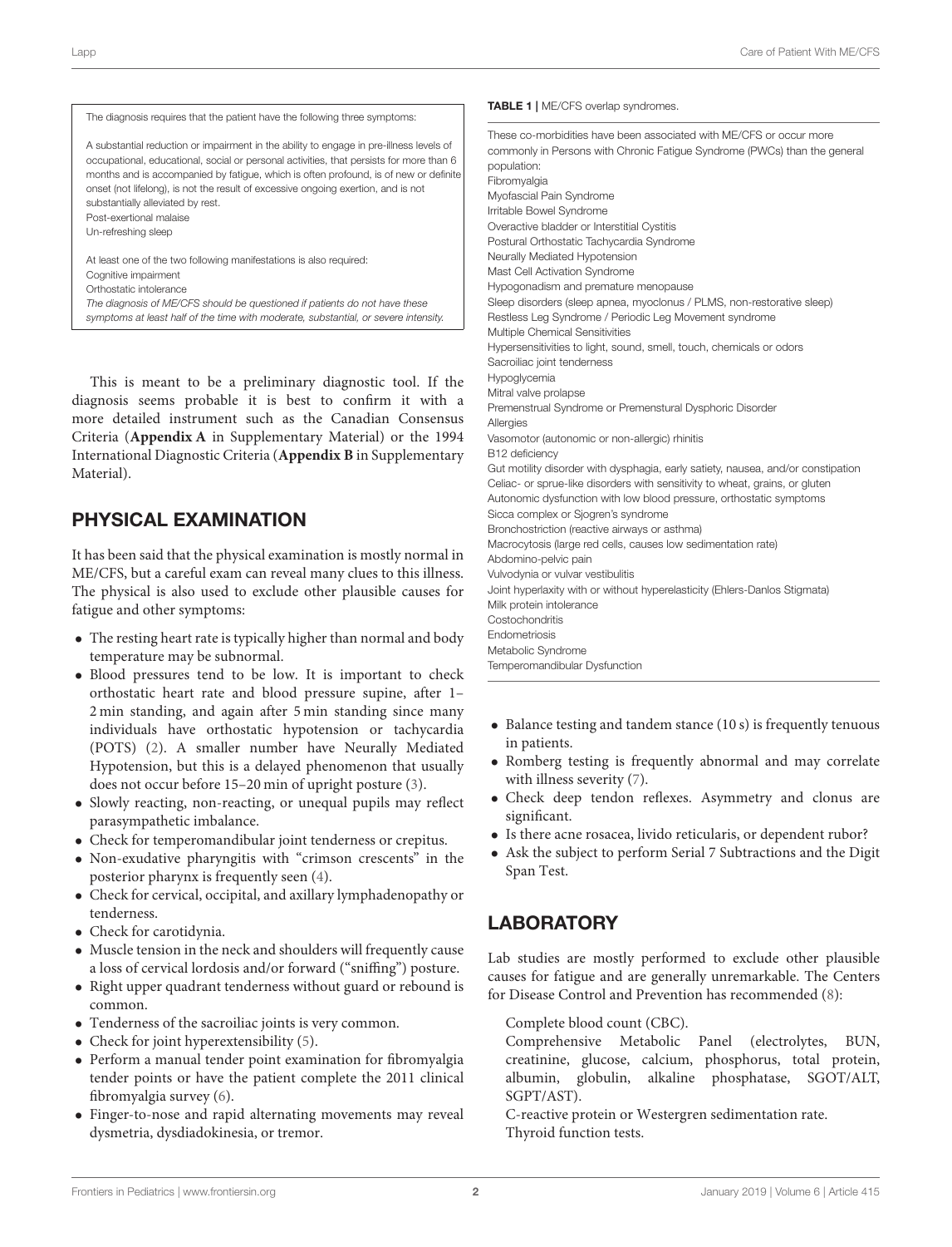The diagnosis requires that the patient have the following three symptoms:

A substantial reduction or impairment in the ability to engage in pre-illness levels of occupational, educational, social or personal activities, that persists for more than 6 months and is accompanied by fatigue, which is often profound, is of new or definite onset (not lifelong), is not the result of excessive ongoing exertion, and is not substantially alleviated by rest.
Post-exertional malaise
Un-refreshing sleep

At least one of the two following manifestations is also required:
Cognitive impairment
Orthostatic intolerance
*The diagnosis of ME/CFS should be questioned if patients do not have these symptoms at least half of the time with moderate, substantial, or severe intensity.*

This is meant to be a preliminary diagnostic tool. If the diagnosis seems probable it is best to confirm it with a more detailed instrument such as the Canadian Consensus Criteria (**Appendix A** in Supplementary Material) or the 1994 International Diagnostic Criteria (**Appendix B** in Supplementary Material).

## PHYSICAL EXAMINATION

It has been said that the physical examination is mostly normal in ME/CFS, but a careful exam can reveal many clues to this illness. The physical is also used to exclude other plausible causes for fatigue and other symptoms:

- The resting heart rate is typically higher than normal and body temperature may be subnormal.
- Blood pressures tend to be low. It is important to check orthostatic heart rate and blood pressure supine, after 1–2 min standing, and again after 5 min standing since many individuals have orthostatic hypotension or tachycardia (POTS) (2). A smaller number have Neurally Mediated Hypotension, but this is a delayed phenomenon that usually does not occur before 15–20 min of upright posture (3).
- Slowly reacting, non-reacting, or unequal pupils may reflect parasympathetic imbalance.
- Check for temperomandibular joint tenderness or crepitus.
- Non-exudative pharyngitis with "crimson crescents" in the posterior pharynx is frequently seen (4).
- Check for cervical, occipital, and axillary lymphadenopathy or tenderness.
- Check for carotidynia.
- Muscle tension in the neck and shoulders will frequently cause a loss of cervical lordosis and/or forward ("sniffing") posture.
- Right upper quadrant tenderness without guard or rebound is common.
- Tenderness of the sacroiliac joints is very common.
- Check for joint hyperextensibility (5).
- Perform a manual tender point examination for fibromyalgia tender points or have the patient complete the 2011 clinical fibromyalgia survey (6).
- Finger-to-nose and rapid alternating movements may reveal dysmetria, dysdiadokinesia, or tremor.

**TABLE 1** | ME/CFS overlap syndromes.

| These co-morbidities have been associated with ME/CFS or occur more commonly in Persons with Chronic Fatigue Syndrome (PWCs) than the general population: |
|---|
| Fibromyalgia |
| Myofascial Pain Syndrome |
| Irritable Bowel Syndrome |
| Overactive bladder or Interstitial Cystitis |
| Postural Orthostatic Tachycardia Syndrome |
| Neurally Mediated Hypotension |
| Mast Cell Activation Syndrome |
| Hypogonadism and premature menopause |
| Sleep disorders (sleep apnea, myoclonus / PLMS, non-restorative sleep) |
| Restless Leg Syndrome / Periodic Leg Movement syndrome |
| Multiple Chemical Sensitivities |
| Hypersensitivities to light, sound, smell, touch, chemicals or odors |
| Sacroiliac joint tenderness |
| Hypoglycemia |
| Mitral valve prolapse |
| Premenstrual Syndrome or Premenstural Dysphoric Disorder |
| Allergies |
| Vasomotor (autonomic or non-allergic) rhinitis |
| B12 deficiency |
| Gut motility disorder with dysphagia, early satiety, nausea, and/or constipation |
| Celiac- or sprue-like disorders with sensitivity to wheat, grains, or gluten |
| Autonomic dysfunction with low blood pressure, orthostatic symptoms |
| Sicca complex or Sjogren's syndrome |
| Bronchostriction (reactive airways or asthma) |
| Macrocytosis (large red cells, causes low sedimentation rate) |
| Abdomino-pelvic pain |
| Vulvodynia or vulvar vestibulitis |
| Joint hyperlaxity with or without hyperelasticity (Ehlers-Danlos Stigmata) |
| Milk protein intolerance |
| Costochondritis |
| Endometriosis |
| Metabolic Syndrome |
| Temperomandibular Dysfunction |

- Balance testing and tandem stance (10 s) is frequently tenuous in patients.
- Romberg testing is frequently abnormal and may correlate with illness severity (7).
- Check deep tendon reflexes. Asymmetry and clonus are significant.
- Is there acne rosacea, livido reticularis, or dependent rubor?
- Ask the subject to perform Serial 7 Subtractions and the Digit Span Test.

## LABORATORY

Lab studies are mostly performed to exclude other plausible causes for fatigue and are generally unremarkable. The Centers for Disease Control and Prevention has recommended (8):

Complete blood count (CBC).
Comprehensive Metabolic Panel (electrolytes, BUN, creatinine, glucose, calcium, phosphorus, total protein, albumin, globulin, alkaline phosphatase, SGOT/ALT, SGPT/AST).
C-reactive protein or Westergren sedimentation rate.
Thyroid function tests.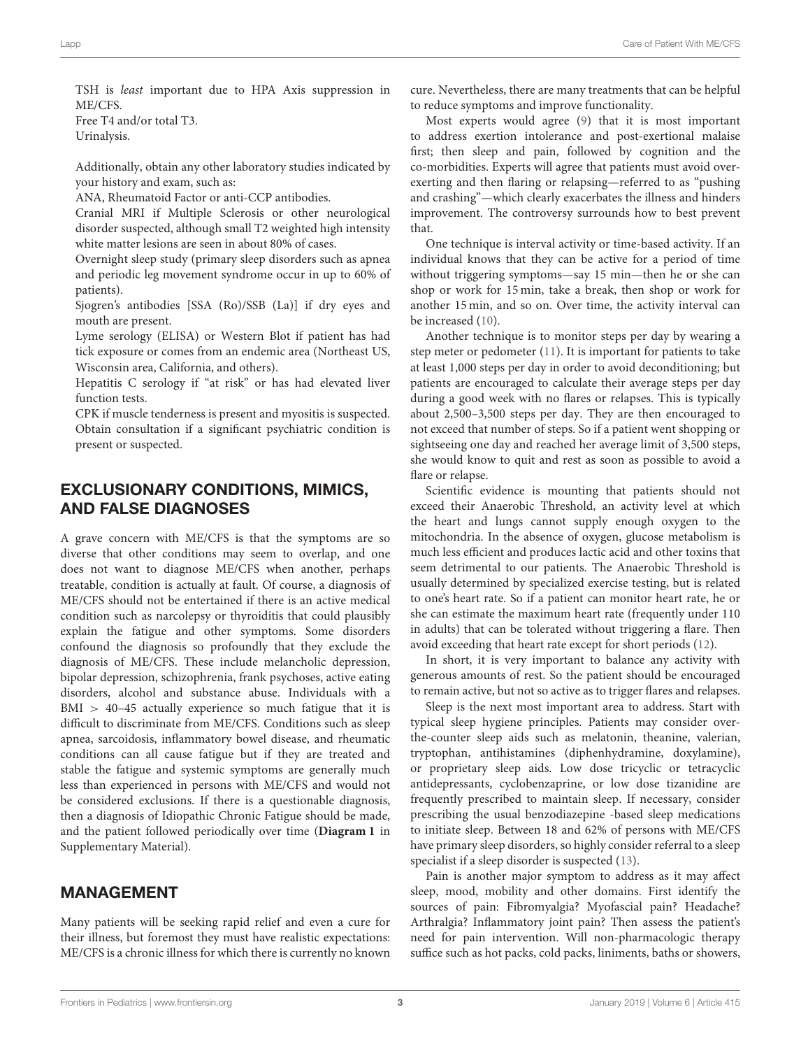TSH is *least* important due to HPA Axis suppression in ME/CFS.
Free T4 and/or total T3.
Urinalysis.

Additionally, obtain any other laboratory studies indicated by your history and exam, such as:

ANA, Rheumatoid Factor or anti-CCP antibodies.

Cranial MRI if Multiple Sclerosis or other neurological disorder suspected, although small T2 weighted high intensity white matter lesions are seen in about 80% of cases.

Overnight sleep study (primary sleep disorders such as apnea and periodic leg movement syndrome occur in up to 60% of patients).

Sjogren's antibodies [SSA (Ro)/SSB (La)] if dry eyes and mouth are present.

Lyme serology (ELISA) or Western Blot if patient has had tick exposure or comes from an endemic area (Northeast US, Wisconsin area, California, and others).

Hepatitis C serology if "at risk" or has had elevated liver function tests.

CPK if muscle tenderness is present and myositis is suspected.

Obtain consultation if a significant psychiatric condition is present or suspected.

## EXCLUSIONARY CONDITIONS, MIMICS, AND FALSE DIAGNOSES

A grave concern with ME/CFS is that the symptoms are so diverse that other conditions may seem to overlap, and one does not want to diagnose ME/CFS when another, perhaps treatable, condition is actually at fault. Of course, a diagnosis of ME/CFS should not be entertained if there is an active medical condition such as narcolepsy or thyroiditis that could plausibly explain the fatigue and other symptoms. Some disorders confound the diagnosis so profoundly that they exclude the diagnosis of ME/CFS. These include melancholic depression, bipolar depression, schizophrenia, frank psychoses, active eating disorders, alcohol and substance abuse. Individuals with a BMI > 40–45 actually experience so much fatigue that it is difficult to discriminate from ME/CFS. Conditions such as sleep apnea, sarcoidosis, inflammatory bowel disease, and rheumatic conditions can all cause fatigue but if they are treated and stable the fatigue and systemic symptoms are generally much less than experienced in persons with ME/CFS and would not be considered exclusions. If there is a questionable diagnosis, then a diagnosis of Idiopathic Chronic Fatigue should be made, and the patient followed periodically over time (**Diagram 1** in Supplementary Material).

## MANAGEMENT

Many patients will be seeking rapid relief and even a cure for their illness, but foremost they must have realistic expectations: ME/CFS is a chronic illness for which there is currently no known cure. Nevertheless, there are many treatments that can be helpful to reduce symptoms and improve functionality.

Most experts would agree (9) that it is most important to address exertion intolerance and post-exertional malaise first; then sleep and pain, followed by cognition and the co-morbidities. Experts will agree that patients must avoid over-exerting and then flaring or relapsing—referred to as "pushing and crashing"—which clearly exacerbates the illness and hinders improvement. The controversy surrounds how to best prevent that.

One technique is interval activity or time-based activity. If an individual knows that they can be active for a period of time without triggering symptoms—say 15 min—then he or she can shop or work for 15 min, take a break, then shop or work for another 15 min, and so on. Over time, the activity interval can be increased (10).

Another technique is to monitor steps per day by wearing a step meter or pedometer (11). It is important for patients to take at least 1,000 steps per day in order to avoid deconditioning; but patients are encouraged to calculate their average steps per day during a good week with no flares or relapses. This is typically about 2,500–3,500 steps per day. They are then encouraged to not exceed that number of steps. So if a patient went shopping or sightseeing one day and reached her average limit of 3,500 steps, she would know to quit and rest as soon as possible to avoid a flare or relapse.

Scientific evidence is mounting that patients should not exceed their Anaerobic Threshold, an activity level at which the heart and lungs cannot supply enough oxygen to the mitochondria. In the absence of oxygen, glucose metabolism is much less efficient and produces lactic acid and other toxins that seem detrimental to our patients. The Anaerobic Threshold is usually determined by specialized exercise testing, but is related to one's heart rate. So if a patient can monitor heart rate, he or she can estimate the maximum heart rate (frequently under 110 in adults) that can be tolerated without triggering a flare. Then avoid exceeding that heart rate except for short periods (12).

In short, it is very important to balance any activity with generous amounts of rest. So the patient should be encouraged to remain active, but not so active as to trigger flares and relapses.

Sleep is the next most important area to address. Start with typical sleep hygiene principles. Patients may consider over-the-counter sleep aids such as melatonin, theanine, valerian, tryptophan, antihistamines (diphenhydramine, doxylamine), or proprietary sleep aids. Low dose tricyclic or tetracyclic antidepressants, cyclobenzaprine, or low dose tizanidine are frequently prescribed to maintain sleep. If necessary, consider prescribing the usual benzodiazepine -based sleep medications to initiate sleep. Between 18 and 62% of persons with ME/CFS have primary sleep disorders, so highly consider referral to a sleep specialist if a sleep disorder is suspected (13).

Pain is another major symptom to address as it may affect sleep, mood, mobility and other domains. First identify the sources of pain: Fibromyalgia? Myofascial pain? Headache? Arthralgia? Inflammatory joint pain? Then assess the patient's need for pain intervention. Will non-pharmacologic therapy suffice such as hot packs, cold packs, liniments, baths or showers,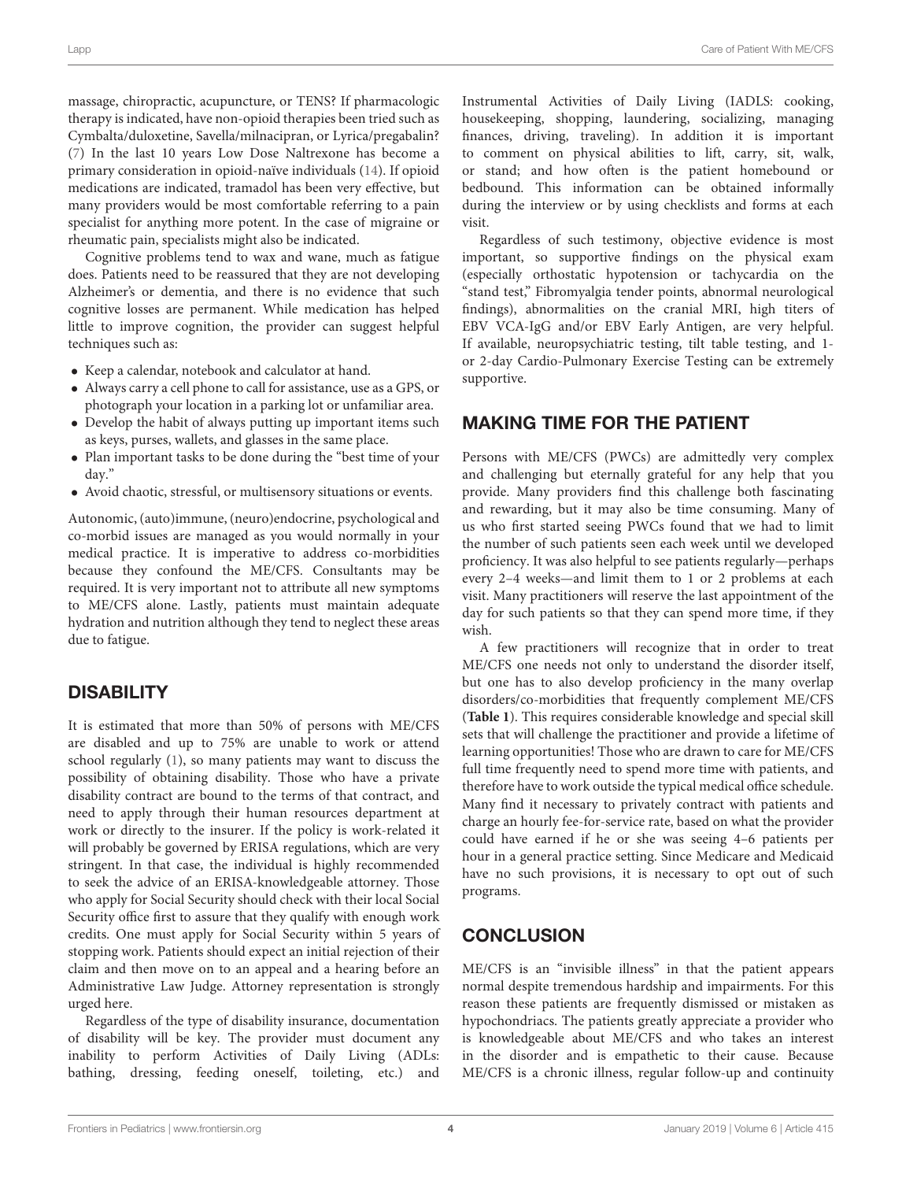massage, chiropractic, acupuncture, or TENS? If pharmacologic therapy is indicated, have non-opioid therapies been tried such as Cymbalta/duloxetine, Savella/milnacipran, or Lyrica/pregabalin? (7) In the last 10 years Low Dose Naltrexone has become a primary consideration in opioid-naïve individuals (14). If opioid medications are indicated, tramadol has been very effective, but many providers would be more comfortable referring to a pain specialist for anything more potent. In the case of migraine or rheumatic pain, specialists might also be indicated.

Cognitive problems tend to wax and wane, much as fatigue does. Patients need to be reassured that they are not developing Alzheimer's or dementia, and there is no evidence that such cognitive losses are permanent. While medication has helped little to improve cognition, the provider can suggest helpful techniques such as:

- Keep a calendar, notebook and calculator at hand.
- Always carry a cell phone to call for assistance, use as a GPS, or photograph your location in a parking lot or unfamiliar area.
- Develop the habit of always putting up important items such as keys, purses, wallets, and glasses in the same place.
- Plan important tasks to be done during the "best time of your day."
- Avoid chaotic, stressful, or multisensory situations or events.

Autonomic, (auto)immune, (neuro)endocrine, psychological and co-morbid issues are managed as you would normally in your medical practice. It is imperative to address co-morbidities because they confound the ME/CFS. Consultants may be required. It is very important not to attribute all new symptoms to ME/CFS alone. Lastly, patients must maintain adequate hydration and nutrition although they tend to neglect these areas due to fatigue.

## DISABILITY

It is estimated that more than 50% of persons with ME/CFS are disabled and up to 75% are unable to work or attend school regularly (1), so many patients may want to discuss the possibility of obtaining disability. Those who have a private disability contract are bound to the terms of that contract, and need to apply through their human resources department at work or directly to the insurer. If the policy is work-related it will probably be governed by ERISA regulations, which are very stringent. In that case, the individual is highly recommended to seek the advice of an ERISA-knowledgeable attorney. Those who apply for Social Security should check with their local Social Security office first to assure that they qualify with enough work credits. One must apply for Social Security within 5 years of stopping work. Patients should expect an initial rejection of their claim and then move on to an appeal and a hearing before an Administrative Law Judge. Attorney representation is strongly urged here.

Regardless of the type of disability insurance, documentation of disability will be key. The provider must document any inability to perform Activities of Daily Living (ADLs: bathing, dressing, feeding oneself, toileting, etc.) and Instrumental Activities of Daily Living (IADLS: cooking, housekeeping, shopping, laundering, socializing, managing finances, driving, traveling). In addition it is important to comment on physical abilities to lift, carry, sit, walk, or stand; and how often is the patient homebound or bedbound. This information can be obtained informally during the interview or by using checklists and forms at each visit.

Regardless of such testimony, objective evidence is most important, so supportive findings on the physical exam (especially orthostatic hypotension or tachycardia on the "stand test," Fibromyalgia tender points, abnormal neurological findings), abnormalities on the cranial MRI, high titers of EBV VCA-IgG and/or EBV Early Antigen, are very helpful. If available, neuropsychiatric testing, tilt table testing, and 1- or 2-day Cardio-Pulmonary Exercise Testing can be extremely supportive.

## MAKING TIME FOR THE PATIENT

Persons with ME/CFS (PWCs) are admittedly very complex and challenging but eternally grateful for any help that you provide. Many providers find this challenge both fascinating and rewarding, but it may also be time consuming. Many of us who first started seeing PWCs found that we had to limit the number of such patients seen each week until we developed proficiency. It was also helpful to see patients regularly—perhaps every 2–4 weeks—and limit them to 1 or 2 problems at each visit. Many practitioners will reserve the last appointment of the day for such patients so that they can spend more time, if they wish.

A few practitioners will recognize that in order to treat ME/CFS one needs not only to understand the disorder itself, but one has to also develop proficiency in the many overlap disorders/co-morbidities that frequently complement ME/CFS (**Table 1**). This requires considerable knowledge and special skill sets that will challenge the practitioner and provide a lifetime of learning opportunities! Those who are drawn to care for ME/CFS full time frequently need to spend more time with patients, and therefore have to work outside the typical medical office schedule. Many find it necessary to privately contract with patients and charge an hourly fee-for-service rate, based on what the provider could have earned if he or she was seeing 4–6 patients per hour in a general practice setting. Since Medicare and Medicaid have no such provisions, it is necessary to opt out of such programs.

## CONCLUSION

ME/CFS is an "invisible illness" in that the patient appears normal despite tremendous hardship and impairments. For this reason these patients are frequently dismissed or mistaken as hypochondriacs. The patients greatly appreciate a provider who is knowledgeable about ME/CFS and who takes an interest in the disorder and is empathetic to their cause. Because ME/CFS is a chronic illness, regular follow-up and continuity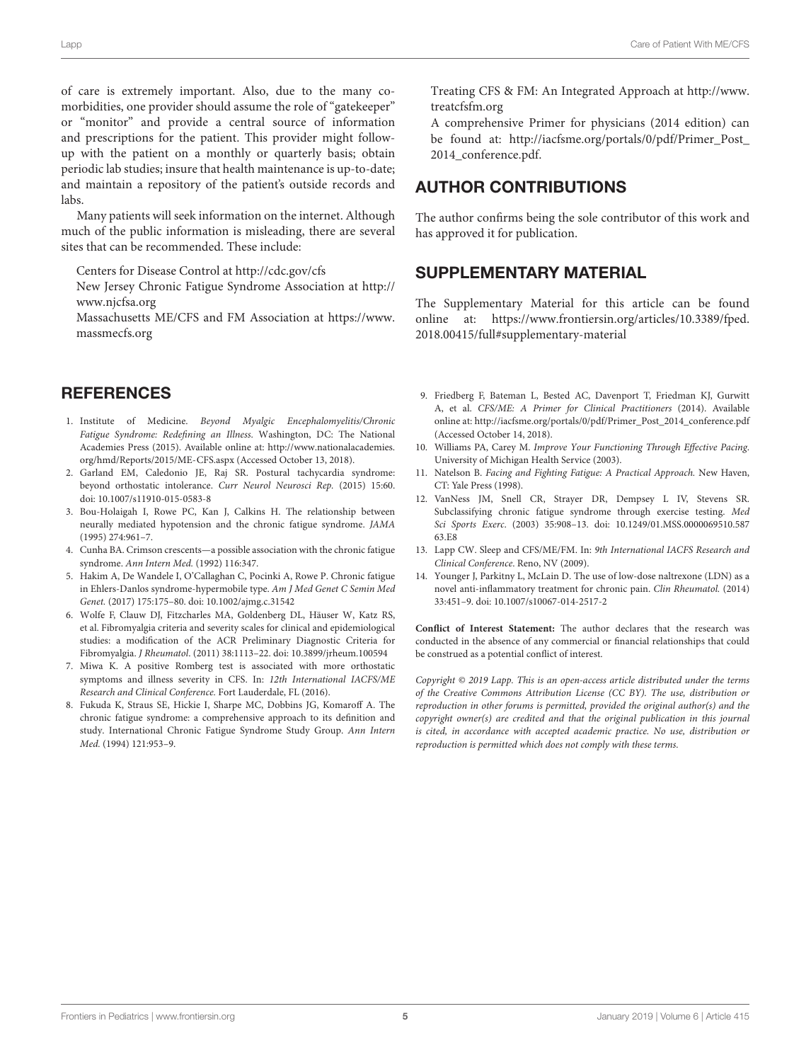of care is extremely important. Also, due to the many co-morbidities, one provider should assume the role of "gatekeeper" or "monitor" and provide a central source of information and prescriptions for the patient. This provider might follow-up with the patient on a monthly or quarterly basis; obtain periodic lab studies; insure that health maintenance is up-to-date; and maintain a repository of the patient's outside records and labs.

Many patients will seek information on the internet. Although much of the public information is misleading, there are several sites that can be recommended. These include:

Centers for Disease Control at http://cdc.gov/cfs

New Jersey Chronic Fatigue Syndrome Association at http://www.njcfsa.org

Massachusetts ME/CFS and FM Association at https://www.massmecfs.org

Treating CFS & FM: An Integrated Approach at http://www.treatcfsfm.org

A comprehensive Primer for physicians (2014 edition) can be found at: http://iacfsme.org/portals/0/pdf/Primer_Post_2014_conference.pdf.

## AUTHOR CONTRIBUTIONS

The author confirms being the sole contributor of this work and has approved it for publication.

## SUPPLEMENTARY MATERIAL

The Supplementary Material for this article can be found online at: https://www.frontiersin.org/articles/10.3389/fped.2018.00415/full#supplementary-material

## REFERENCES

1. Institute of Medicine. *Beyond Myalgic Encephalomyelitis/Chronic Fatigue Syndrome: Redefining an Illness*. Washington, DC: The National Academies Press (2015). Available online at: http://www.nationalacademies.org/hmd/Reports/2015/ME-CFS.aspx (Accessed October 13, 2018).
2. Garland EM, Caledonio JE, Raj SR. Postural tachycardia syndrome: beyond orthostatic intolerance. *Curr Neurol Neurosci Rep.* (2015) 15:60. doi: 10.1007/s11910-015-0583-8
3. Bou-Holaigah I, Rowe PC, Kan J, Calkins H. The relationship between neurally mediated hypotension and the chronic fatigue syndrome. *JAMA* (1995) 274:961–7.
4. Cunha BA. Crimson crescents—a possible association with the chronic fatigue syndrome. *Ann Intern Med.* (1992) 116:347.
5. Hakim A, De Wandele I, O'Callaghan C, Pocinki A, Rowe P. Chronic fatigue in Ehlers-Danlos syndrome-hypermobile type. *Am J Med Genet C Semin Med Genet.* (2017) 175:175–80. doi: 10.1002/ajmg.c.31542
6. Wolfe F, Clauw DJ, Fitzcharles MA, Goldenberg DL, Häuser W, Katz RS, et al. Fibromyalgia criteria and severity scales for clinical and epidemiological studies: a modification of the ACR Preliminary Diagnostic Criteria for Fibromyalgia. *J Rheumatol*. (2011) 38:1113–22. doi: 10.3899/jrheum.100594
7. Miwa K. A positive Romberg test is associated with more orthostatic symptoms and illness severity in CFS. In: *12th International IACFS/ME Research and Clinical Conference.* Fort Lauderdale, FL (2016).
8. Fukuda K, Straus SE, Hickie I, Sharpe MC, Dobbins JG, Komaroff A. The chronic fatigue syndrome: a comprehensive approach to its definition and study. International Chronic Fatigue Syndrome Study Group. *Ann Intern Med.* (1994) 121:953–9.
9. Friedberg F, Bateman L, Bested AC, Davenport T, Friedman KJ, Gurwitt A, et al. *CFS/ME: A Primer for Clinical Practitioners* (2014). Available online at: http://iacfsme.org/portals/0/pdf/Primer_Post_2014_conference.pdf (Accessed October 14, 2018).
10. Williams PA, Carey M. *Improve Your Functioning Through Effective Pacing.* University of Michigan Health Service (2003).
11. Natelson B. *Facing and Fighting Fatigue: A Practical Approach.* New Haven, CT: Yale Press (1998).
12. VanNess JM, Snell CR, Strayer DR, Dempsey L IV, Stevens SR. Subclassifying chronic fatigue syndrome through exercise testing. *Med Sci Sports Exerc*. (2003) 35:908–13. doi: 10.1249/01.MSS.0000069510.58763.E8
13. Lapp CW. Sleep and CFS/ME/FM. In: *9th International IACFS Research and Clinical Conference*. Reno, NV (2009).
14. Younger J, Parkitny L, McLain D. The use of low-dose naltrexone (LDN) as a novel anti-inflammatory treatment for chronic pain. *Clin Rheumatol.* (2014) 33:451–9. doi: 10.1007/s10067-014-2517-2

**Conflict of Interest Statement:** The author declares that the research was conducted in the absence of any commercial or financial relationships that could be construed as a potential conflict of interest.

*Copyright © 2019 Lapp. This is an open-access article distributed under the terms of the Creative Commons Attribution License (CC BY). The use, distribution or reproduction in other forums is permitted, provided the original author(s) and the copyright owner(s) are credited and that the original publication in this journal is cited, in accordance with accepted academic practice. No use, distribution or reproduction is permitted which does not comply with these terms.*